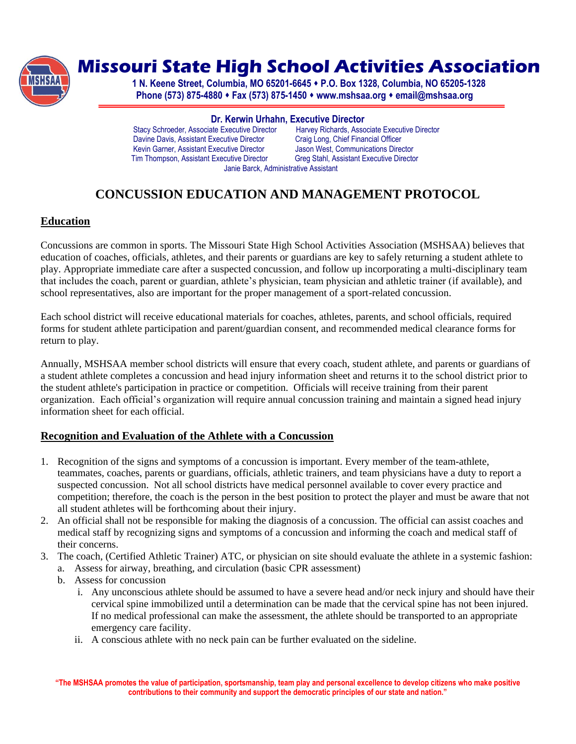# Missouri State High School Activities Association

**1 N. Keene Street, Columbia, MO 65201-6645 ♦ P.O. Box 1328, Columbia, NO 65205-1328**
**Phone (573) 875-4880 ♦ Fax (573) 875-1450 ♦ www.mshsaa.org ♦ email@mshsaa.org**

**Dr. Kerwin Urhahn, Executive Director**

Stacy Schroeder, Associate Executive Director
Harvey Richards, Associate Executive Director
Davine Davis, Assistant Executive Director
Craig Long, Chief Financial Officer
Kevin Garner, Assistant Executive Director
Jason West, Communications Director
Tim Thompson, Assistant Executive Director
Greg Stahl, Assistant Executive Director
Janie Barck, Administrative Assistant

## CONCUSSION EDUCATION AND MANAGEMENT PROTOCOL

### Education

Concussions are common in sports. The Missouri State High School Activities Association (MSHSAA) believes that education of coaches, officials, athletes, and their parents or guardians are key to safely returning a student athlete to play. Appropriate immediate care after a suspected concussion, and follow up incorporating a multi-disciplinary team that includes the coach, parent or guardian, athlete's physician, team physician and athletic trainer (if available), and school representatives, also are important for the proper management of a sport-related concussion.

Each school district will receive educational materials for coaches, athletes, parents, and school officials, required forms for student athlete participation and parent/guardian consent, and recommended medical clearance forms for return to play.

Annually, MSHSAA member school districts will ensure that every coach, student athlete, and parents or guardians of a student athlete completes a concussion and head injury information sheet and returns it to the school district prior to the student athlete's participation in practice or competition. Officials will receive training from their parent organization. Each official's organization will require annual concussion training and maintain a signed head injury information sheet for each official.

### Recognition and Evaluation of the Athlete with a Concussion

1. Recognition of the signs and symptoms of a concussion is important. Every member of the team-athlete, teammates, coaches, parents or guardians, officials, athletic trainers, and team physicians have a duty to report a suspected concussion. Not all school districts have medical personnel available to cover every practice and competition; therefore, the coach is the person in the best position to protect the player and must be aware that not all student athletes will be forthcoming about their injury.
2. An official shall not be responsible for making the diagnosis of a concussion. The official can assist coaches and medical staff by recognizing signs and symptoms of a concussion and informing the coach and medical staff of their concerns.
3. The coach, (Certified Athletic Trainer) ATC, or physician on site should evaluate the athlete in a systemic fashion:
   a. Assess for airway, breathing, and circulation (basic CPR assessment)
   b. Assess for concussion
      i. Any unconscious athlete should be assumed to have a severe head and/or neck injury and should have their cervical spine immobilized until a determination can be made that the cervical spine has not been injured. If no medical professional can make the assessment, the athlete should be transported to an appropriate emergency care facility.
      ii. A conscious athlete with no neck pain can be further evaluated on the sideline.

**"The MSHSAA promotes the value of participation, sportsmanship, team play and personal excellence to develop citizens who make positive contributions to their community and support the democratic principles of our state and nation."**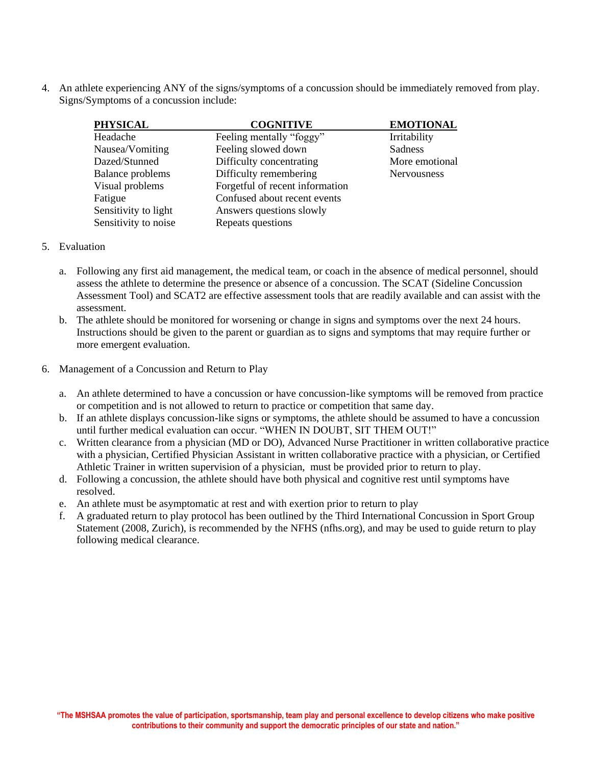4. An athlete experiencing ANY of the signs/symptoms of a concussion should be immediately removed from play. Signs/Symptoms of a concussion include:

| PHYSICAL | COGNITIVE | EMOTIONAL |
|---|---|---|
| Headache | Feeling mentally "foggy" | Irritability |
| Nausea/Vomiting | Feeling slowed down | Sadness |
| Dazed/Stunned | Difficulty concentrating | More emotional |
| Balance problems | Difficulty remembering | Nervousness |
| Visual problems | Forgetful of recent information | |
| Fatigue | Confused about recent events | |
| Sensitivity to light | Answers questions slowly | |
| Sensitivity to noise | Repeats questions | |

5. Evaluation

   a. Following any first aid management, the medical team, or coach in the absence of medical personnel, should assess the athlete to determine the presence or absence of a concussion. The SCAT (Sideline Concussion Assessment Tool) and SCAT2 are effective assessment tools that are readily available and can assist with the assessment.
   b. The athlete should be monitored for worsening or change in signs and symptoms over the next 24 hours. Instructions should be given to the parent or guardian as to signs and symptoms that may require further or more emergent evaluation.

6. Management of a Concussion and Return to Play

   a. An athlete determined to have a concussion or have concussion-like symptoms will be removed from practice or competition and is not allowed to return to practice or competition that same day.
   b. If an athlete displays concussion-like signs or symptoms, the athlete should be assumed to have a concussion until further medical evaluation can occur. "WHEN IN DOUBT, SIT THEM OUT!"
   c. Written clearance from a physician (MD or DO), Advanced Nurse Practitioner in written collaborative practice with a physician, Certified Physician Assistant in written collaborative practice with a physician, or Certified Athletic Trainer in written supervision of a physician, must be provided prior to return to play.
   d. Following a concussion, the athlete should have both physical and cognitive rest until symptoms have resolved.
   e. An athlete must be asymptomatic at rest and with exertion prior to return to play
   f. A graduated return to play protocol has been outlined by the Third International Concussion in Sport Group Statement (2008, Zurich), is recommended by the NFHS (nfhs.org), and may be used to guide return to play following medical clearance.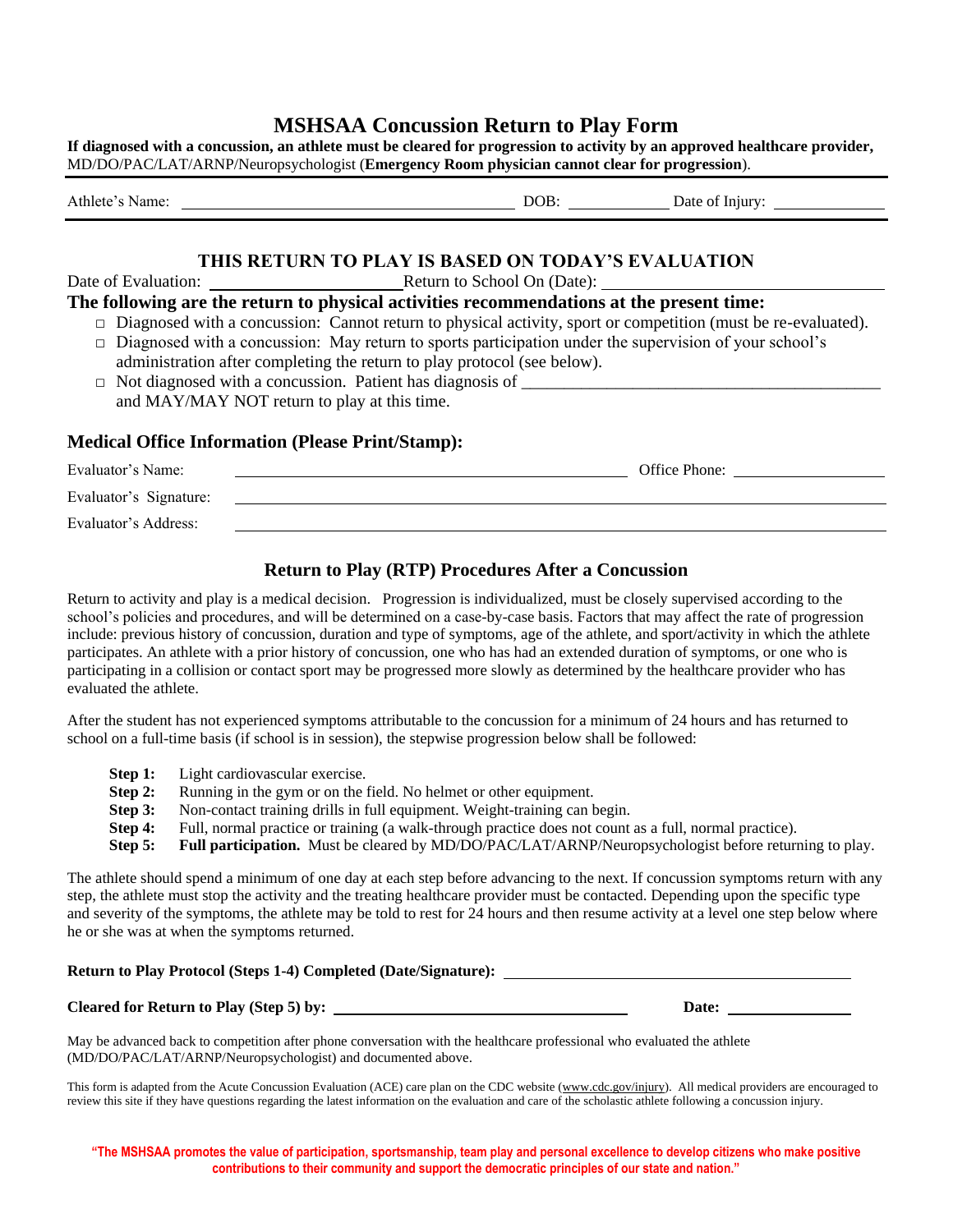# MSHSAA Concussion Return to Play Form

**If diagnosed with a concussion, an athlete must be cleared for progression to activity by an approved healthcare provider,** MD/DO/PAC/LAT/ARNP/Neuropsychologist (**Emergency Room physician cannot clear for progression**).

Athlete's Name: ______________________________ DOB: __________ Date of Injury: __________

## THIS RETURN TO PLAY IS BASED ON TODAY'S EVALUATION

Date of Evaluation: ____________________ Return to School On (Date): ____________________

**The following are the return to physical activities recommendations at the present time:**

- □ Diagnosed with a concussion: Cannot return to physical activity, sport or competition (must be re-evaluated).
- □ Diagnosed with a concussion: May return to sports participation under the supervision of your school's administration after completing the return to play protocol (see below).
- □ Not diagnosed with a concussion. Patient has diagnosis of ________________________________ and MAY/MAY NOT return to play at this time.

### Medical Office Information (Please Print/Stamp):

Evaluator's Name: ______________________________ Office Phone: ______________

Evaluator's Signature: ______________________________

Evaluator's Address: ______________________________

## Return to Play (RTP) Procedures After a Concussion

Return to activity and play is a medical decision. Progression is individualized, must be closely supervised according to the school's policies and procedures, and will be determined on a case-by-case basis. Factors that may affect the rate of progression include: previous history of concussion, duration and type of symptoms, age of the athlete, and sport/activity in which the athlete participates. An athlete with a prior history of concussion, one who has had an extended duration of symptoms, or one who is participating in a collision or contact sport may be progressed more slowly as determined by the healthcare provider who has evaluated the athlete.

After the student has not experienced symptoms attributable to the concussion for a minimum of 24 hours and has returned to school on a full-time basis (if school is in session), the stepwise progression below shall be followed:

- **Step 1:** Light cardiovascular exercise.
- **Step 2:** Running in the gym or on the field. No helmet or other equipment.
- **Step 3:** Non-contact training drills in full equipment. Weight-training can begin.
- **Step 4:** Full, normal practice or training (a walk-through practice does not count as a full, normal practice).
- **Step 5:** **Full participation.** Must be cleared by MD/DO/PAC/LAT/ARNP/Neuropsychologist before returning to play.

The athlete should spend a minimum of one day at each step before advancing to the next. If concussion symptoms return with any step, the athlete must stop the activity and the treating healthcare provider must be contacted. Depending upon the specific type and severity of the symptoms, the athlete may be told to rest for 24 hours and then resume activity at a level one step below where he or she was at when the symptoms returned.

**Return to Play Protocol (Steps 1-4) Completed (Date/Signature):** ______________________________

**Cleared for Return to Play (Step 5) by:** ______________________________ **Date:** ______________

May be advanced back to competition after phone conversation with the healthcare professional who evaluated the athlete (MD/DO/PAC/LAT/ARNP/Neuropsychologist) and documented above.

This form is adapted from the Acute Concussion Evaluation (ACE) care plan on the CDC website (www.cdc.gov/injury). All medical providers are encouraged to review this site if they have questions regarding the latest information on the evaluation and care of the scholastic athlete following a concussion injury.

**"The MSHSAA promotes the value of participation, sportsmanship, team play and personal excellence to develop citizens who make positive contributions to their community and support the democratic principles of our state and nation."**